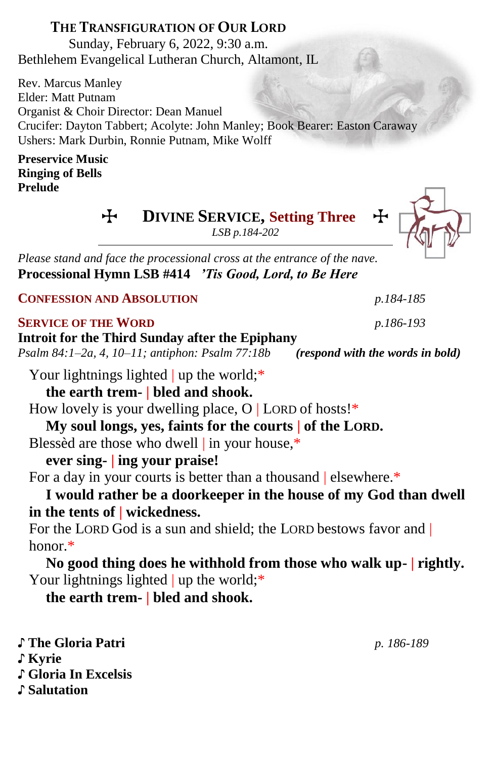# THE TRANSFIGURATION OF OUR LORD

Sunday, February 6, 2022, 9:30 a.m.
Bethlehem Evangelical Lutheran Church, Altamont, IL

Rev. Marcus Manley
Elder: Matt Putnam
Organist & Choir Director: Dean Manuel
Crucifer: Dayton Tabbert; Acolyte: John Manley; Book Bearer: Easton Caraway
Ushers: Mark Durbin, Ronnie Putnam, Mike Wolff

**Preservice Music**
**Ringing of Bells**
**Prelude**

## ✠ DIVINE SERVICE, Setting Three ✠

*LSB p.184-202*

*Please stand and face the processional cross at the entrance of the nave.*
**Processional Hymn LSB #414** ***'Tis Good, Lord, to Be Here***

### CONFESSION AND ABSOLUTION *p.184-185*

### SERVICE OF THE WORD *p.186-193*

**Introit for the Third Sunday after the Epiphany**
*Psalm 84:1–2a, 4, 10–11; antiphon: Psalm 77:18b* ***(respond with the words in bold)***

Your lightnings lighted | up the world;*
**the earth trem- | bled and shook.**
How lovely is your dwelling place, O | LORD of hosts!*
**My soul longs, yes, faints for the courts | of the LORD.**
Blessèd are those who dwell | in your house,*
**ever sing- | ing your praise!**
For a day in your courts is better than a thousand | elsewhere.*
**I would rather be a doorkeeper in the house of my God than dwell in the tents of | wickedness.**
For the LORD God is a sun and shield; the LORD bestows favor and | honor.*
**No good thing does he withhold from those who walk up- | rightly.**
Your lightnings lighted | up the world;*
**the earth trem- | bled and shook.**

**♪ The Gloria Patri** *p. 186-189*
**♪ Kyrie**
**♪ Gloria In Excelsis**
**♪ Salutation**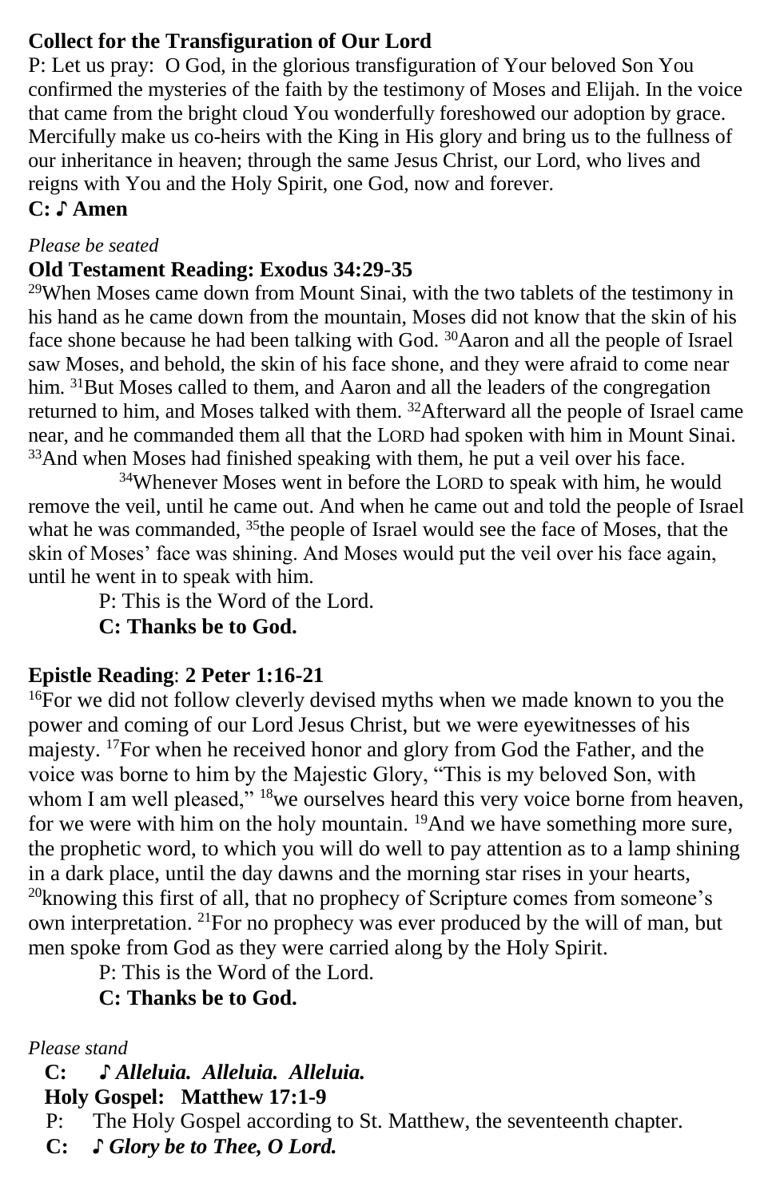**Collect for the Transfiguration of Our Lord**

P: Let us pray: O God, in the glorious transfiguration of Your beloved Son You confirmed the mysteries of the faith by the testimony of Moses and Elijah. In the voice that came from the bright cloud You wonderfully foreshowed our adoption by grace. Mercifully make us co-heirs with the King in His glory and bring us to the fullness of our inheritance in heaven; through the same Jesus Christ, our Lord, who lives and reigns with You and the Holy Spirit, one God, now and forever.

**C: ♪ Amen**

*Please be seated*

**Old Testament Reading: Exodus 34:29-35**

[29]When Moses came down from Mount Sinai, with the two tablets of the testimony in his hand as he came down from the mountain, Moses did not know that the skin of his face shone because he had been talking with God. [30]Aaron and all the people of Israel saw Moses, and behold, the skin of his face shone, and they were afraid to come near him. [31]But Moses called to them, and Aaron and all the leaders of the congregation returned to him, and Moses talked with them. [32]Afterward all the people of Israel came near, and he commanded them all that the LORD had spoken with him in Mount Sinai. [33]And when Moses had finished speaking with them, he put a veil over his face.

[34]Whenever Moses went in before the LORD to speak with him, he would remove the veil, until he came out. And when he came out and told the people of Israel what he was commanded, [35]the people of Israel would see the face of Moses, that the skin of Moses' face was shining. And Moses would put the veil over his face again, until he went in to speak with him.

P: This is the Word of the Lord.

**C: Thanks be to God.**

**Epistle Reading**: **2 Peter 1:16-21**

[16]For we did not follow cleverly devised myths when we made known to you the power and coming of our Lord Jesus Christ, but we were eyewitnesses of his majesty. [17]For when he received honor and glory from God the Father, and the voice was borne to him by the Majestic Glory, "This is my beloved Son, with whom I am well pleased," [18]we ourselves heard this very voice borne from heaven, for we were with him on the holy mountain. [19]And we have something more sure, the prophetic word, to which you will do well to pay attention as to a lamp shining in a dark place, until the day dawns and the morning star rises in your hearts, [20]knowing this first of all, that no prophecy of Scripture comes from someone's own interpretation. [21]For no prophecy was ever produced by the will of man, but men spoke from God as they were carried along by the Holy Spirit.

P: This is the Word of the Lord.

**C: Thanks be to God.**

*Please stand*

**C:** ***♪ Alleluia. Alleluia. Alleluia.***

**Holy Gospel: Matthew 17:1-9**

P: The Holy Gospel according to St. Matthew, the seventeenth chapter.

**C:** ***♪ Glory be to Thee, O Lord.***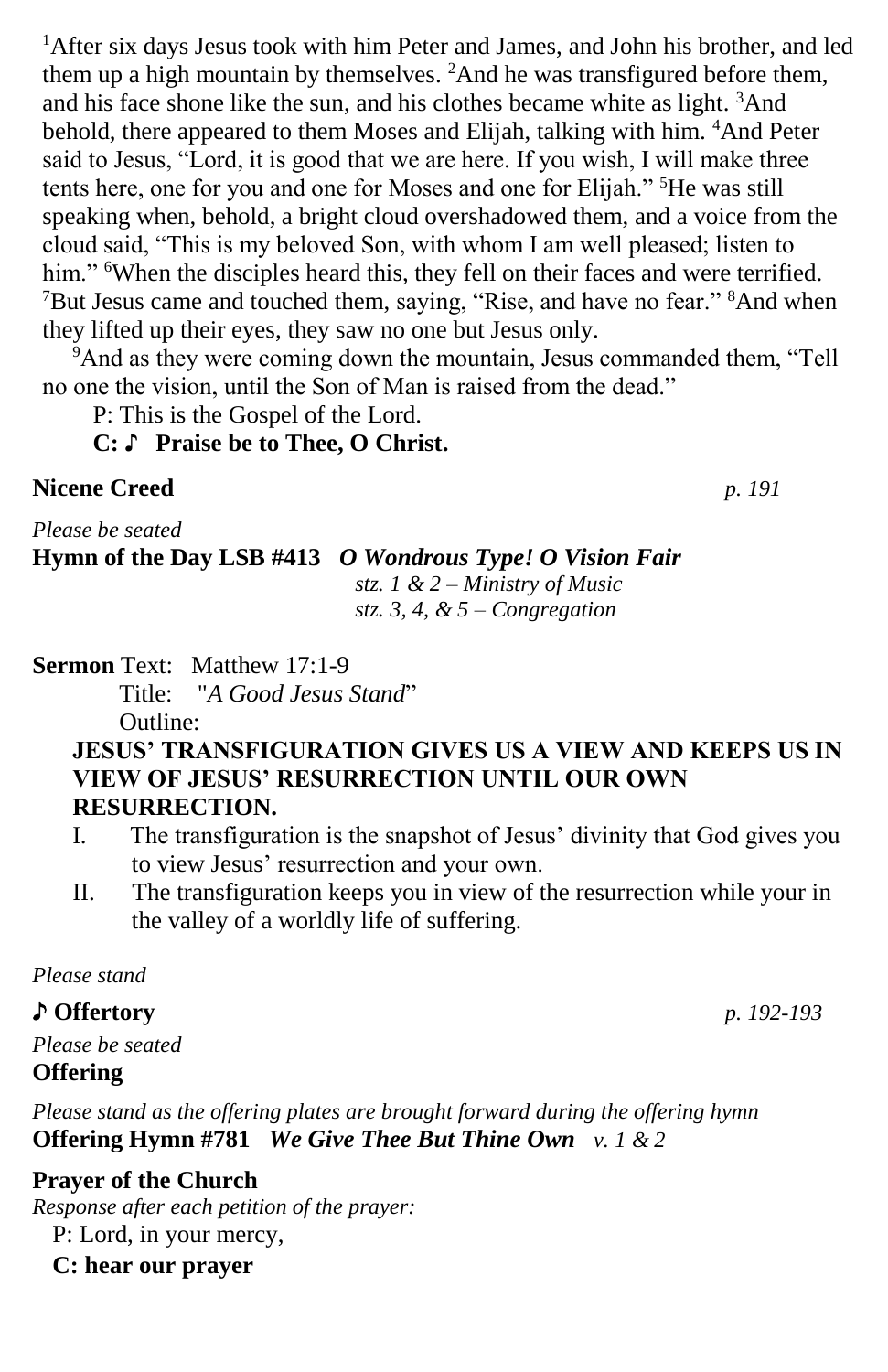[1]After six days Jesus took with him Peter and James, and John his brother, and led them up a high mountain by themselves. [2]And he was transfigured before them, and his face shone like the sun, and his clothes became white as light. [3]And behold, there appeared to them Moses and Elijah, talking with him. [4]And Peter said to Jesus, “Lord, it is good that we are here. If you wish, I will make three tents here, one for you and one for Moses and one for Elijah.” [5]He was still speaking when, behold, a bright cloud overshadowed them, and a voice from the cloud said, “This is my beloved Son, with whom I am well pleased; listen to him.” [6]When the disciples heard this, they fell on their faces and were terrified. [7]But Jesus came and touched them, saying, “Rise, and have no fear.” [8]And when they lifted up their eyes, they saw no one but Jesus only.

[9]And as they were coming down the mountain, Jesus commanded them, “Tell no one the vision, until the Son of Man is raised from the dead.”

P: This is the Gospel of the Lord.

**C: ♪ Praise be to Thee, O Christ.**

**Nicene Creed** *p. 191*

*Please be seated*

**Hymn of the Day LSB #413** ***O Wondrous Type! O Vision Fair***

*stz. 1 & 2 – Ministry of Music*
*stz. 3, 4, & 5 – Congregation*

**Sermon** Text: Matthew 17:1-9

Title: "*A Good Jesus Stand*"

Outline:

**JESUS’ TRANSFIGURATION GIVES US A VIEW AND KEEPS US IN VIEW OF JESUS’ RESURRECTION UNTIL OUR OWN RESURRECTION.**

I. The transfiguration is the snapshot of Jesus’ divinity that God gives you to view Jesus’ resurrection and your own.

II. The transfiguration keeps you in view of the resurrection while your in the valley of a worldly life of suffering.

*Please stand*

**♪ Offertory** *p. 192-193*

*Please be seated*

**Offering**

*Please stand as the offering plates are brought forward during the offering hymn*

**Offering Hymn #781** ***We Give Thee But Thine Own*** *v. 1 & 2*

**Prayer of the Church**

*Response after each petition of the prayer:*

P: Lord, in your mercy,

**C: hear our prayer**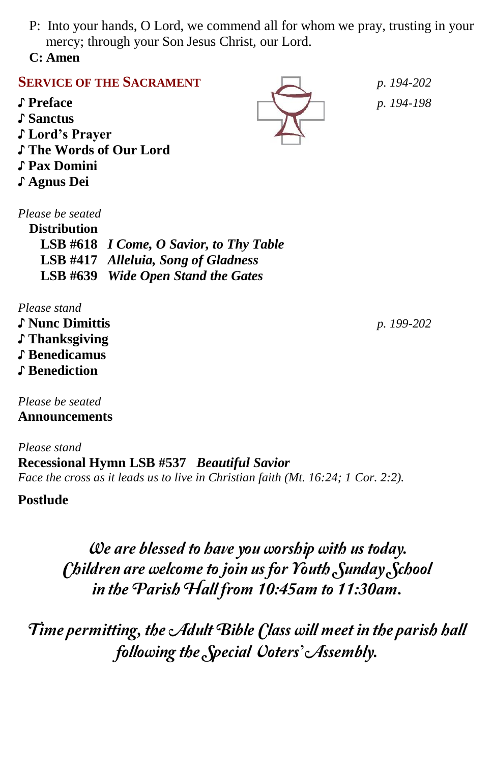P: Into your hands, O Lord, we commend all for whom we pray, trusting in your mercy; through your Son Jesus Christ, our Lord.

**C: Amen**

## SERVICE OF THE SACRAMENT *p. 194-202*

♪ **Preface** *p. 194-198*
♪ **Sanctus**
♪ **Lord's Prayer**
♪ **The Words of Our Lord**
♪ **Pax Domini**
♪ **Agnus Dei**

*Please be seated*
**Distribution**
**LSB #618** ***I Come, O Savior, to Thy Table***
**LSB #417** ***Alleluia, Song of Gladness***
**LSB #639** ***Wide Open Stand the Gates***

*Please stand*
♪ **Nunc Dimittis** *p. 199-202*
♪ **Thanksgiving**
♪ **Benedicamus**
♪ **Benediction**

*Please be seated*
**Announcements**

*Please stand*
**Recessional Hymn LSB #537** ***Beautiful Savior***
*Face the cross as it leads us to live in Christian faith (Mt. 16:24; 1 Cor. 2:2).*

**Postlude**

*We are blessed to have you worship with us today. Children are welcome to join us for Youth Sunday School in the Parish Hall from 10:45am to 11:30am.*

*Time permitting, the Adult Bible Class will meet in the parish hall following the Special Voters' Assembly.*